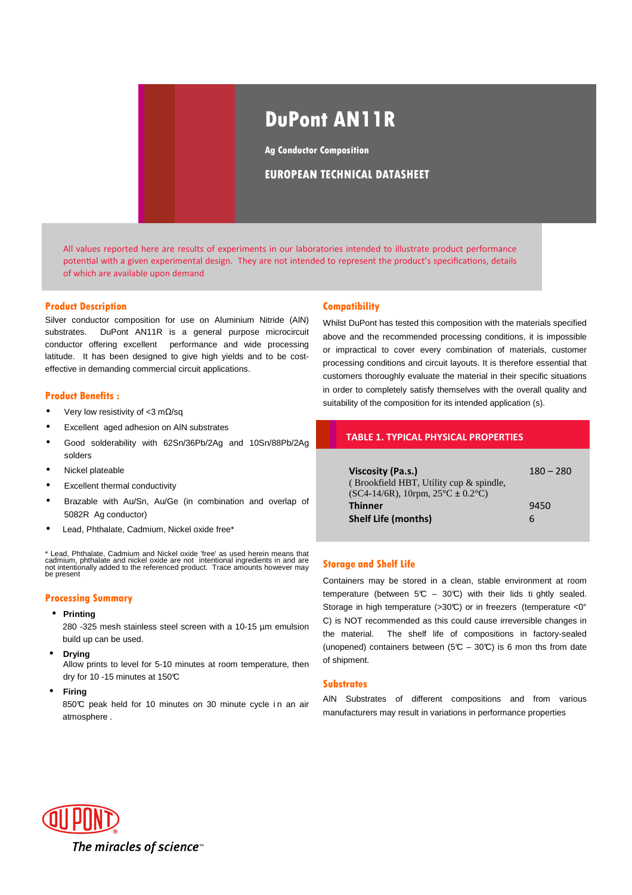# DuPont AN11R

**Ag Conductor Composition**

**EUROPEAN TECHNICAL DATASHEET**

All values reported here are results of experiments in our laboratories intended to illustrate product performance potential with a given experimental design. They are not intended to represent the product's specifications, details of which are available upon demand

## Product Description

Silver conductor composition for use on Aluminium Nitride (AlN) substrates. DuPont AN11R is a general purpose microcircuit conductor offering excellent performance and wide processing latitude. It has been designed to give high yields and to be cost-effective in demanding commercial circuit applications.

## Product Benefits :

- Very low resistivity of <3 mΩ/sq
- Excellent aged adhesion on AlN substrates
- Good solderability with 62Sn/36Pb/2Ag and 10Sn/88Pb/2Ag solders
- Nickel plateable
- Excellent thermal conductivity
- Brazable with Au/Sn, Au/Ge (in combination and overlap of 5082R Ag conductor)
- Lead, Phthalate, Cadmium, Nickel oxide free*

* Lead, Phthalate, Cadmium and Nickel oxide 'free' as used herein means that cadmium, phthalate and nickel oxide are not intentional ingredients in and are not intentionally added to the referenced product. Trace amounts however may be present

## Processing Summary

- **Printing**

  280 -325 mesh stainless steel screen with a 10-15 µm emulsion build up can be used.

- **Drying**

  Allow prints to level for 5-10 minutes at room temperature, then dry for 10 -15 minutes at 150℃

- **Firing**

  850℃ peak held for 10 minutes on 30 minute cycle in an air atmosphere .

## Compatibility

Whilst DuPont has tested this composition with the materials specified above and the recommended processing conditions, it is impossible or impractical to cover every combination of materials, customer processing conditions and circuit layouts. It is therefore essential that customers thoroughly evaluate the material in their specific situations in order to completely satisfy themselves with the overall quality and suitability of the composition for its intended application (s).

## TABLE 1. TYPICAL PHYSICAL PROPERTIES

| Property | Value |
|---|---|
| **Viscosity (Pa.s.)** ( Brookfield HBT, Utility cup & spindle, (SC4-14/6R), 10rpm, 25°C ± 0.2°C) | 180 – 280 |
| **Thinner** | 9450 |
| **Shelf Life (months)** | 6 |

## Storage and Shelf Life

Containers may be stored in a clean, stable environment at room temperature (between 5℃ – 30℃) with their lids tightly sealed. Storage in high temperature (>30℃) or in freezers (temperature <0° C) is NOT recommended as this could cause irreversible changes in the material. The shelf life of compositions in factory-sealed (unopened) containers between (5℃ – 30℃) is 6 months from date of shipment.

## Substrates

AlN Substrates of different compositions and from various manufacturers may result in variations in performance properties

DUPONT

*The miracles of science™*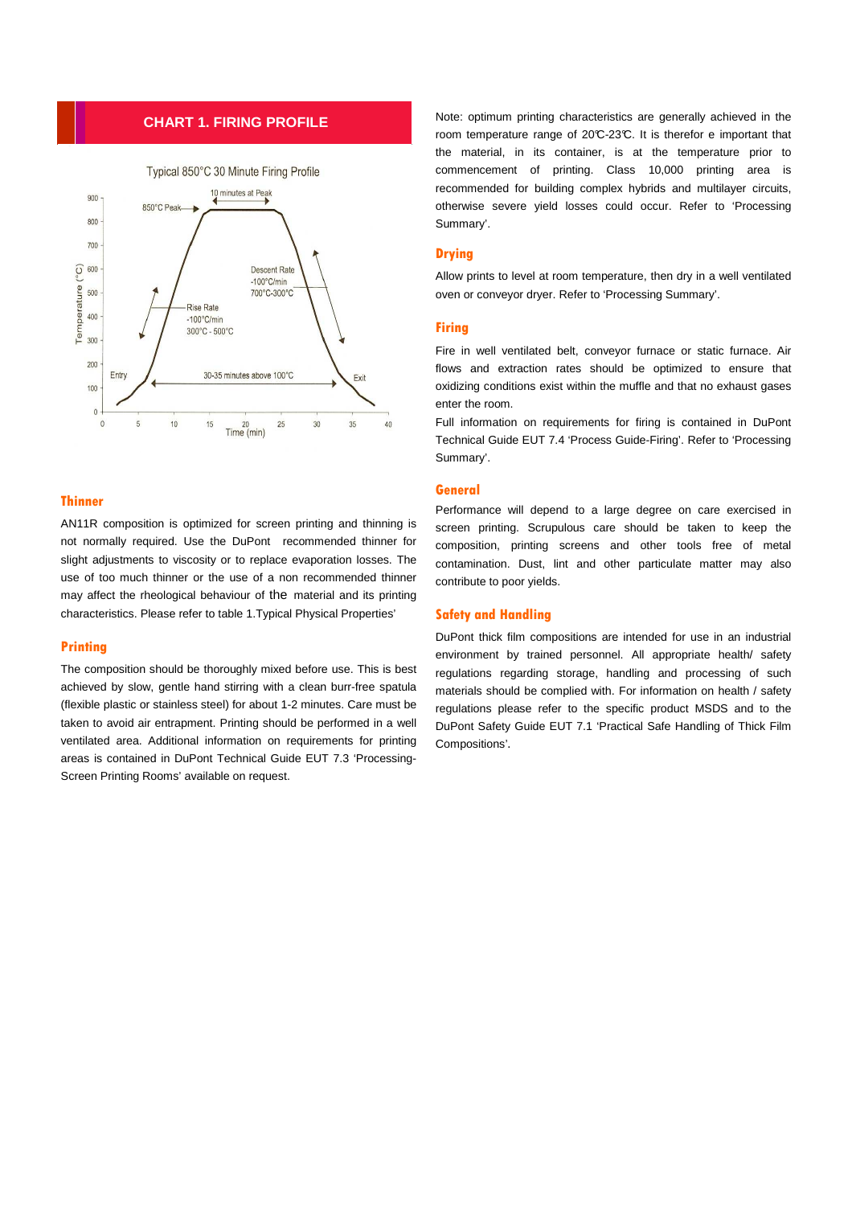## CHART 1. FIRING PROFILE

Typical 850°C 30 Minute Firing Profile

850°C Peak

10 minutes at Peak

Rise Rate
~100°C/min
300°C - 500°C

Descent Rate
~100°C/min
700°C-300°C

Entry

30-35 minutes above 100°C

Exit

Temperature (°C)

Time (min)

### Thinner

AN11R composition is optimized for screen printing and thinning is not normally required. Use the DuPont recommended thinner for slight adjustments to viscosity or to replace evaporation losses. The use of too much thinner or the use of a non recommended thinner may affect the rheological behaviour of the material and its printing characteristics. Please refer to table 1.Typical Physical Properties'

### Printing

The composition should be thoroughly mixed before use. This is best achieved by slow, gentle hand stirring with a clean burr-free spatula (flexible plastic or stainless steel) for about 1-2 minutes. Care must be taken to avoid air entrapment. Printing should be performed in a well ventilated area. Additional information on requirements for printing areas is contained in DuPont Technical Guide EUT 7.3 'Processing-Screen Printing Rooms' available on request.

Note: optimum printing characteristics are generally achieved in the room temperature range of 20℃-23℃. It is therefor e important that the material, in its container, is at the temperature prior to commencement of printing. Class 10,000 printing area is recommended for building complex hybrids and multilayer circuits, otherwise severe yield losses could occur. Refer to 'Processing Summary'.

### Drying

Allow prints to level at room temperature, then dry in a well ventilated oven or conveyor dryer. Refer to 'Processing Summary'.

### Firing

Fire in well ventilated belt, conveyor furnace or static furnace. Air flows and extraction rates should be optimized to ensure that oxidizing conditions exist within the muffle and that no exhaust gases enter the room.

Full information on requirements for firing is contained in DuPont Technical Guide EUT 7.4 'Process Guide-Firing'. Refer to 'Processing Summary'.

### General

Performance will depend to a large degree on care exercised in screen printing. Scrupulous care should be taken to keep the composition, printing screens and other tools free of metal contamination. Dust, lint and other particulate matter may also contribute to poor yields.

### Safety and Handling

DuPont thick film compositions are intended for use in an industrial environment by trained personnel. All appropriate health/ safety regulations regarding storage, handling and processing of such materials should be complied with. For information on health / safety regulations please refer to the specific product MSDS and to the DuPont Safety Guide EUT 7.1 'Practical Safe Handling of Thick Film Compositions'.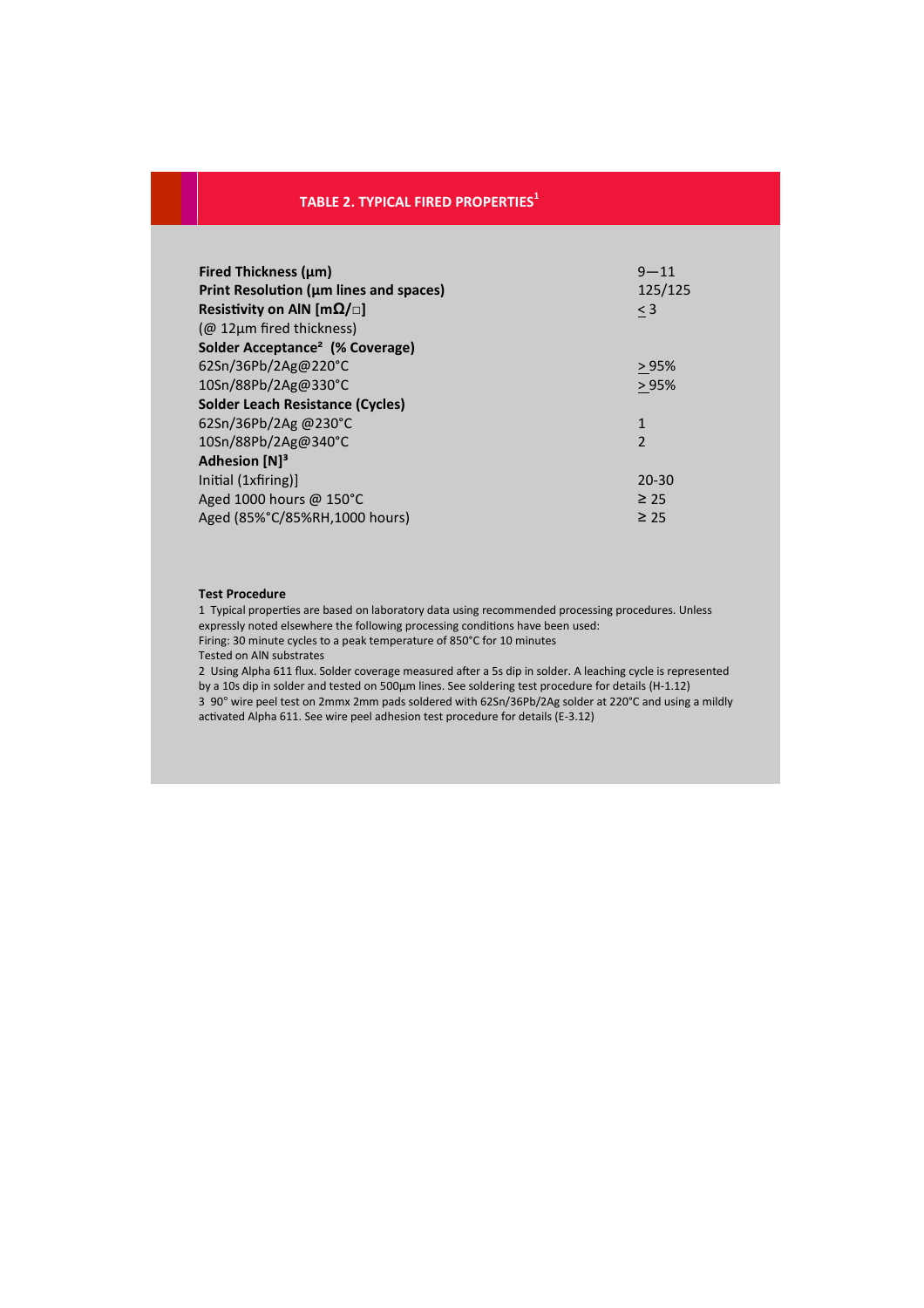## TABLE 2. TYPICAL FIRED PROPERTIES[1]

| Property | Value |
|---|---|
| **Fired Thickness (µm)** | 9—11 |
| **Print Resolution (µm lines and spaces)** | 125/125 |
| **Resistivity on AlN [mΩ/□]** | < 3 |
| (@ 12µm fired thickness) | |
| **Solder Acceptance[2] (% Coverage)** | |
| 62Sn/36Pb/2Ag@220°C | > 95% |
| 10Sn/88Pb/2Ag@330°C | > 95% |
| **Solder Leach Resistance (Cycles)** | |
| 62Sn/36Pb/2Ag @230°C | 1 |
| 10Sn/88Pb/2Ag@340°C | 2 |
| **Adhesion [N][3]** | |
| Initial (1xfiring)] | 20-30 |
| Aged 1000 hours @ 150°C | ≥ 25 |
| Aged (85%°C/85%RH,1000 hours) | ≥ 25 |

**Test Procedure**

1 Typical properties are based on laboratory data using recommended processing procedures. Unless expressly noted elsewhere the following processing conditions have been used:
Firing: 30 minute cycles to a peak temperature of 850°C for 10 minutes
Tested on AlN substrates

2 Using Alpha 611 flux. Solder coverage measured after a 5s dip in solder. A leaching cycle is represented by a 10s dip in solder and tested on 500µm lines. See soldering test procedure for details (H-1.12)

3 90° wire peel test on 2mmx 2mm pads soldered with 62Sn/36Pb/2Ag solder at 220°C and using a mildly activated Alpha 611. See wire peel adhesion test procedure for details (E-3.12)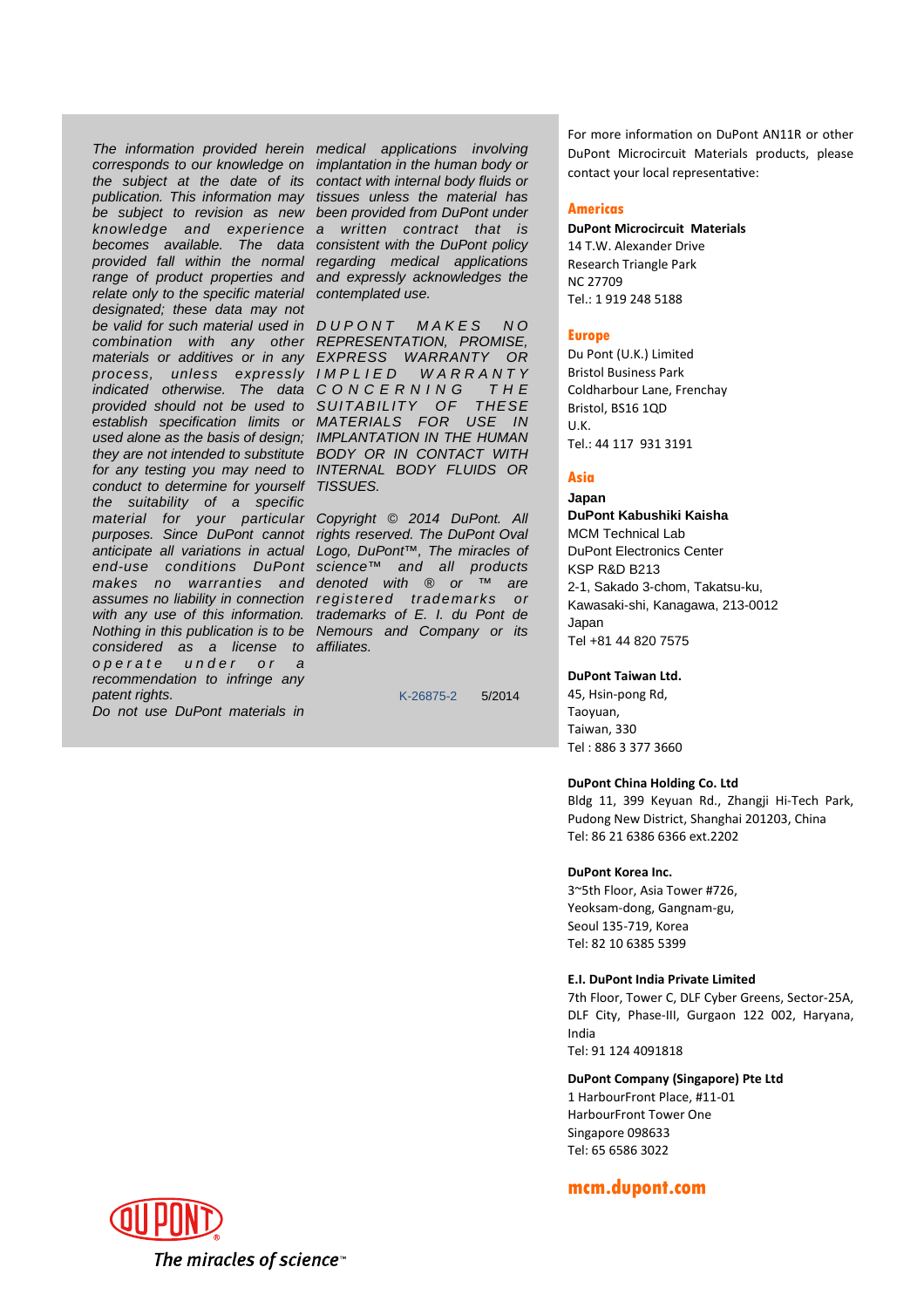*The information provided herein corresponds to our knowledge on the subject at the date of its publication. This information may be subject to revision as new knowledge and experience becomes available. The data provided fall within the normal range of product properties and relate only to the specific material designated; these data may not be valid for such material used in combination with any other materials or additives or in any process, unless expressly indicated otherwise. The data provided should not be used to establish specification limits or used alone as the basis of design; they are not intended to substitute for any testing you may need to conduct to determine for yourself the suitability of a specific material for your particular purposes. Since DuPont cannot anticipate all variations in actual end-use conditions DuPont makes no warranties and assumes no liability in connection with any use of this information. Nothing in this publication is to be considered as a license to operate under or a recommendation to infringe any patent rights.*

*Do not use DuPont materials in medical applications involving implantation in the human body or contact with internal body fluids or tissues unless the material has been provided from DuPont under a written contract that is consistent with the DuPont policy regarding medical applications and expressly acknowledges the contemplated use.*

*DUPONT MAKES NO REPRESENTATION, PROMISE, EXPRESS WARRANTY OR IMPLIED WARRANTY CONCERNING THE SUITABILITY OF THESE MATERIALS FOR USE IN IMPLANTATION IN THE HUMAN BODY OR IN CONTACT WITH INTERNAL BODY FLUIDS OR TISSUES.*

*Copyright © 2014 DuPont. All rights reserved. The DuPont Oval Logo, DuPont™, The miracles of science™ and all products denoted with ® or ™ are registered trademarks of E. I. du Pont de Nemours and Company or its affiliates.*

K-26875-2 5/2014

For more information on DuPont AN11R or other DuPont Microcircuit Materials products, please contact your local representative:

## Americas

**DuPont Microcircuit Materials**
14 T.W. Alexander Drive
Research Triangle Park
NC 27709
Tel.: 1 919 248 5188

## Europe

Du Pont (U.K.) Limited
Bristol Business Park
Coldharbour Lane, Frenchay
Bristol, BS16 1QD
U.K.
Tel.: 44 117 931 3191

## Asia

**Japan**
**DuPont Kabushiki Kaisha**
MCM Technical Lab
DuPont Electronics Center
KSP R&D B213
2-1, Sakado 3-chom, Takatsu-ku,
Kawasaki-shi, Kanagawa, 213-0012
Japan
Tel +81 44 820 7575

**DuPont Taiwan Ltd.**
45, Hsin-pong Rd,
Taoyuan,
Taiwan, 330
Tel : 886 3 377 3660

**DuPont China Holding Co. Ltd**
Bldg 11, 399 Keyuan Rd., Zhangji Hi-Tech Park,
Pudong New District, Shanghai 201203, China
Tel: 86 21 6386 6366 ext.2202

**DuPont Korea Inc.**
3~5th Floor, Asia Tower #726,
Yeoksam-dong, Gangnam-gu,
Seoul 135-719, Korea
Tel: 82 10 6385 5399

**E.I. DuPont India Private Limited**
7th Floor, Tower C, DLF Cyber Greens, Sector-25A,
DLF City, Phase-III, Gurgaon 122 002, Haryana,
India
Tel: 91 124 4091818

**DuPont Company (Singapore) Pte Ltd**
1 HarbourFront Place, #11-01
HarbourFront Tower One
Singapore 098633
Tel: 65 6586 3022

**mcm.dupont.com**

*The miracles of science™*